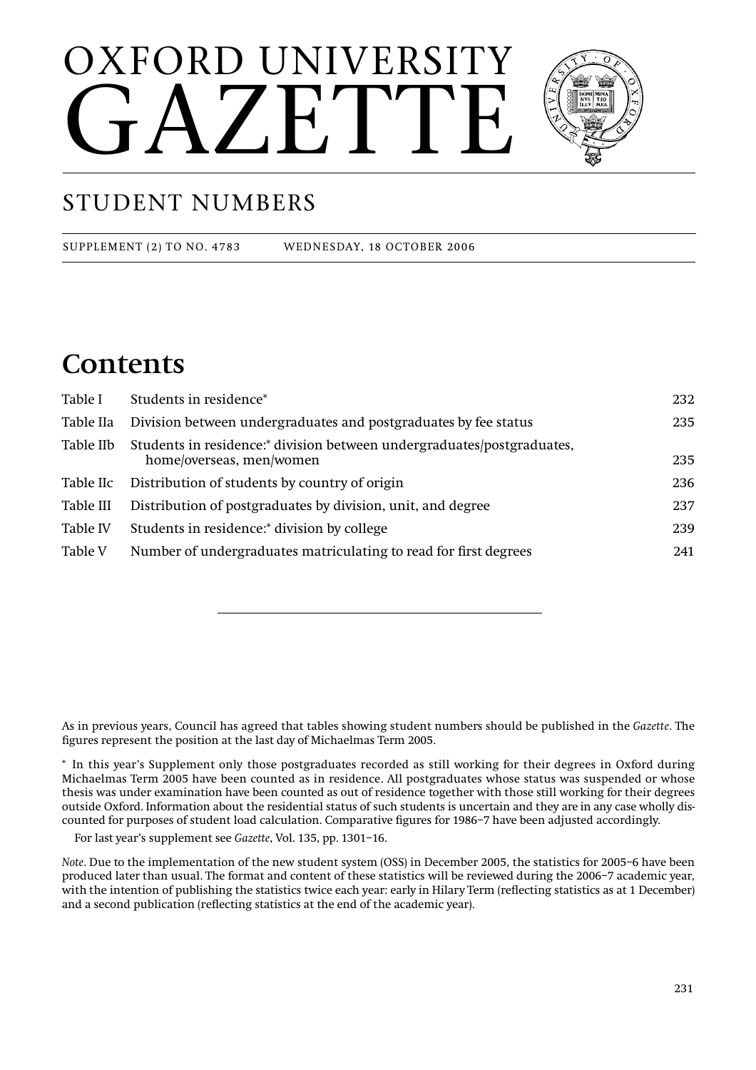# OXFORD UNIVERSITY GAZETTE

## STUDENT NUMBERS

SUPPLEMENT (2) TO NO. 4783 WEDNESDAY, 18 OCTOBER 2006

## Contents

| | | |
|---|---|---|
| Table I | Students in residence* | 232 |
| Table IIa | Division between undergraduates and postgraduates by fee status | 235 |
| Table IIb | Students in residence:* division between undergraduates/postgraduates, home/overseas, men/women | 235 |
| Table IIc | Distribution of students by country of origin | 236 |
| Table III | Distribution of postgraduates by division, unit, and degree | 237 |
| Table IV | Students in residence:* division by college | 239 |
| Table V | Number of undergraduates matriculating to read for first degrees | 241 |

---

As in previous years, Council has agreed that tables showing student numbers should be published in the *Gazette*. The figures represent the position at the last day of Michaelmas Term 2005.

* In this year's Supplement only those postgraduates recorded as still working for their degrees in Oxford during Michaelmas Term 2005 have been counted as in residence. All postgraduates whose status was suspended or whose thesis was under examination have been counted as out of residence together with those still working for their degrees outside Oxford. Information about the residential status of such students is uncertain and they are in any case wholly discounted for purposes of student load calculation. Comparative figures for 1986–7 have been adjusted accordingly.

For last year's supplement see *Gazette*, Vol. 135, pp. 1301–16.

*Note*. Due to the implementation of the new student system (OSS) in December 2005, the statistics for 2005–6 have been produced later than usual. The format and content of these statistics will be reviewed during the 2006–7 academic year, with the intention of publishing the statistics twice each year: early in Hilary Term (reflecting statistics as at 1 December) and a second publication (reflecting statistics at the end of the academic year).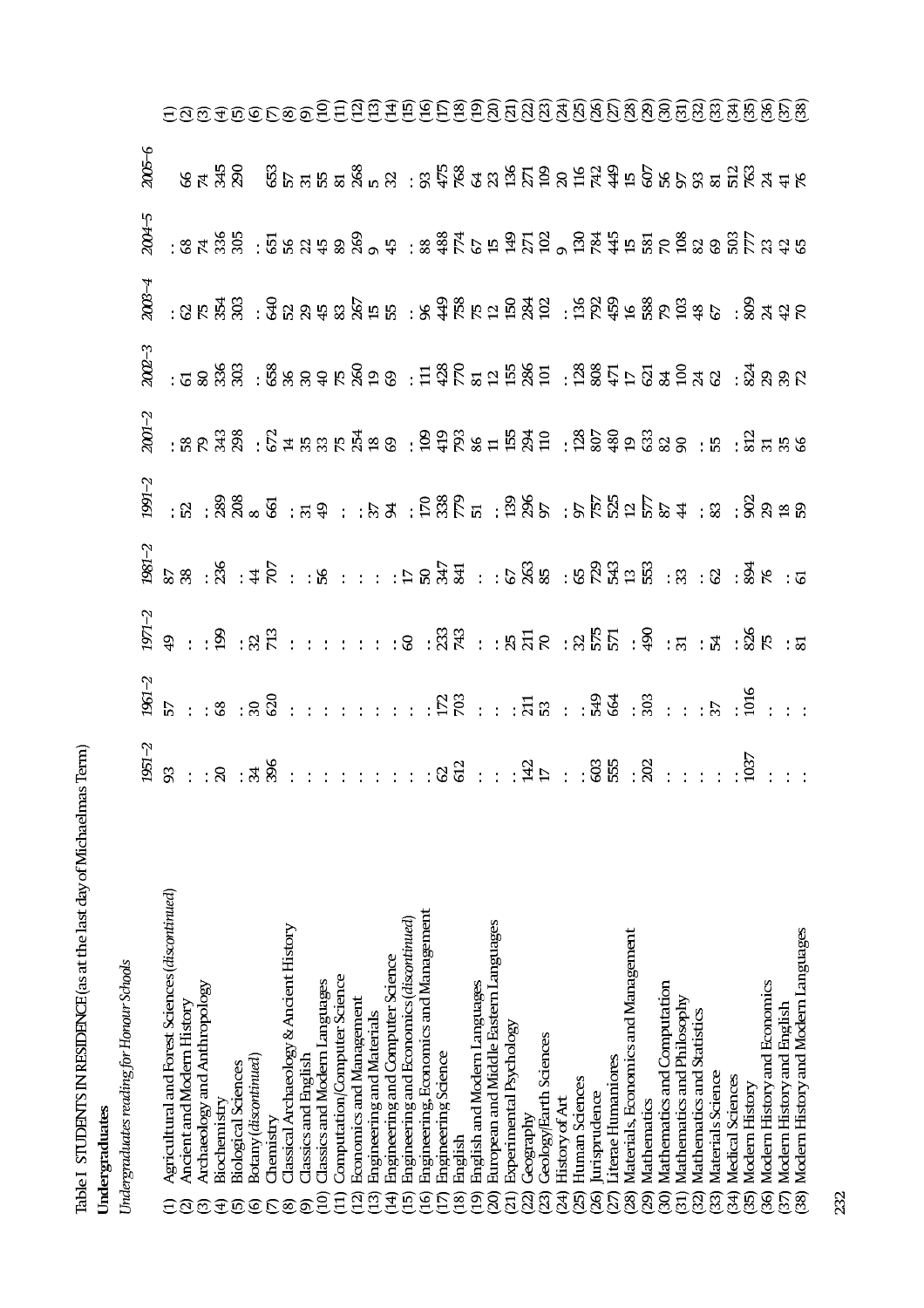Table I STUDENTS IN RESIDENCE (as at the last day of Michaelmas Term)

**Undergraduates**

*Undergraduates reading for Honour Schools*

| | | 1951–2 | 1961–2 | 1971–2 | 1981–2 | 1991–2 | 2001–2 | 2002–3 | 2003–4 | 2004–5 | 2005–6 | |
|---|---|---|---|---|---|---|---|---|---|---|---|---|
| (1) | Agricultural and Forest Sciences (*discontinued*) | 93 | 57 | 49 | 87 | : | : | : | : | : | | (1) |
| (2) | Ancient and Modern History | : | : | : | 38 | 52 | 58 | 61 | 62 | 68 | 66 | (2) |
| (3) | Archaeology and Anthropology | : | : | : | : | : | 79 | 80 | 75 | 74 | 74 | (3) |
| (4) | Biochemistry | 20 | 68 | 199 | 236 | 289 | 343 | 336 | 354 | 336 | 345 | (4) |
| (5) | Biological Sciences | : | : | : | : | 208 | 298 | 303 | 303 | 305 | 290 | (5) |
| (6) | Botany (*discontinued*) | 34 | 30 | 32 | 44 | 8 | : | : | : | : | | (6) |
| (7) | Chemistry | 396 | 620 | 713 | 707 | 661 | 672 | 658 | 640 | 651 | 653 | (7) |
| (8) | Classical Archaeology & Ancient History | : | : | : | : | : | 14 | 36 | 52 | 56 | 57 | (8) |
| (9) | Classics and English | : | : | : | : | 31 | 35 | 30 | 29 | 22 | 31 | (9) |
| (10) | Classics and Modern Languages | : | : | : | 56 | 49 | 33 | 40 | 45 | 45 | 55 | (10) |
| (11) | Computation/Computer Science | : | : | : | : | : | 75 | 75 | 83 | 89 | 81 | (11) |
| (12) | Economics and Management | : | : | : | : | : | 254 | 260 | 267 | 269 | 268 | (12) |
| (13) | Engineering and Materials | : | : | : | : | 37 | 18 | 19 | 15 | 9 | 5 | (13) |
| (14) | Engineering and Computer Science | : | : | : | : | 94 | 69 | 69 | 55 | 45 | 32 | (14) |
| (15) | Engineering and Economics (*discontinued*) | : | : | 60 | 17 | : | : | : | : | : | : | (15) |
| (16) | Engineering, Economics and Management | : | : | : | 50 | 170 | 109 | 111 | 96 | 88 | 93 | (16) |
| (17) | Engineering Science | 62 | 172 | 233 | 347 | 338 | 419 | 428 | 449 | 488 | 475 | (17) |
| (18) | English | 612 | 703 | 743 | 841 | 779 | 793 | 770 | 758 | 774 | 768 | (18) |
| (19) | English and Modern Languages | : | : | : | : | 51 | 86 | 81 | 75 | 67 | 64 | (19) |
| (20) | European and Middle Eastern Languages | : | : | : | : | : | 11 | 12 | 12 | 15 | 23 | (20) |
| (21) | Experimental Psychology | : | : | 25 | 67 | 139 | 155 | 155 | 150 | 149 | 136 | (21) |
| (22) | Geography | 142 | 211 | 211 | 263 | 296 | 294 | 286 | 284 | 271 | 271 | (22) |
| (23) | Geology/Earth Sciences | 17 | 53 | 70 | 85 | 97 | 110 | 101 | 102 | 102 | 109 | (23) |
| (24) | History of Art | : | : | : | : | : | : | : | : | 9 | 20 | (24) |
| (25) | Human Sciences | : | : | 32 | 65 | 97 | 128 | 128 | 136 | 130 | 116 | (25) |
| (26) | Jurisprudence | 603 | 549 | 575 | 729 | 757 | 807 | 808 | 792 | 784 | 742 | (26) |
| (27) | Literae Humaniores | 555 | 664 | 571 | 543 | 525 | 480 | 471 | 459 | 445 | 449 | (27) |
| (28) | Materials, Economics and Management | : | : | : | 13 | 12 | 19 | 17 | 16 | 15 | 15 | (28) |
| (29) | Mathematics | 202 | 303 | 490 | 553 | 577 | 633 | 621 | 588 | 581 | 607 | (29) |
| (30) | Mathematics and Computation | : | : | : | : | 87 | 82 | 84 | 79 | 70 | 56 | (30) |
| (31) | Mathematics and Philosophy | : | : | 31 | 33 | 44 | 90 | 100 | 103 | 108 | 97 | (31) |
| (32) | Mathematics and Statistics | : | : | : | : | : | : | 24 | 48 | 82 | 93 | (32) |
| (33) | Materials Science | : | 37 | 54 | 62 | 83 | 55 | 62 | 67 | 69 | 81 | (33) |
| (34) | Medical Sciences | : | : | : | : | : | : | : | : | 503 | 512 | (34) |
| (35) | Modern History | 1037 | 1016 | 826 | 894 | 902 | 812 | 824 | 809 | 777 | 763 | (35) |
| (36) | Modern History and Economics | : | : | 75 | 76 | 29 | 31 | 29 | 24 | 23 | 24 | (36) |
| (37) | Modern History and English | : | : | : | : | 18 | 35 | 39 | 42 | 42 | 41 | (37) |
| (38) | Modern History and Modern Languages | : | : | 81 | 61 | 59 | 66 | 72 | 70 | 65 | 76 | (38) |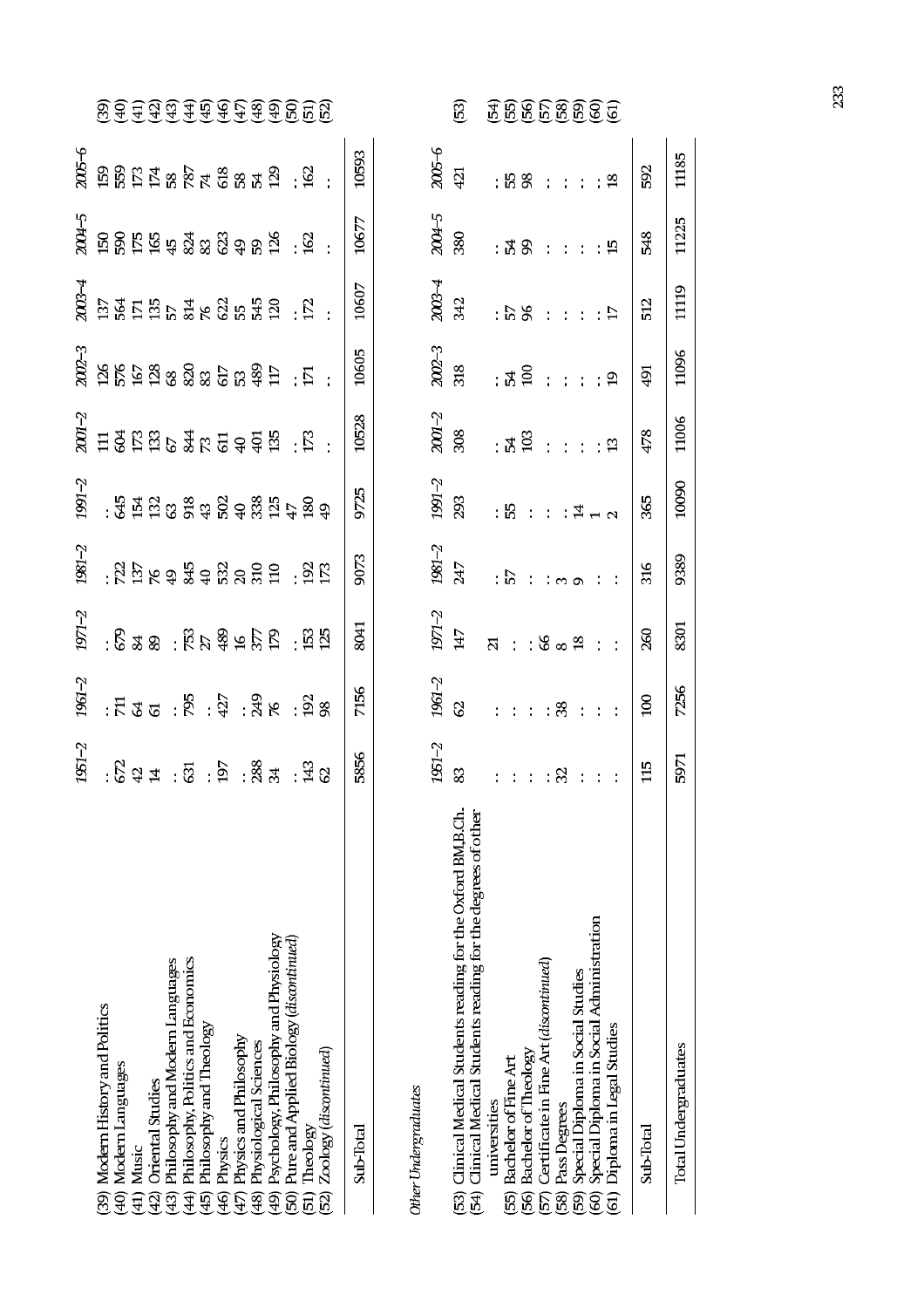| | 1951–2 | 1961–2 | 1971–2 | 1981–2 | 1991–2 | 2001–2 | 2002–3 | 2003–4 | 2004–5 | 2005–6 |
|---|---|---|---|---|---|---|---|---|---|---|
| (39) Modern History and Politics | : | : | : | : | : | 111 | 126 | 137 | 150 | 159 |
| (40) Modern Languages | 672 | 711 | 679 | 722 | 645 | 604 | 576 | 564 | 590 | 559 |
| (41) Music | 42 | 64 | 84 | 137 | 154 | 173 | 167 | 171 | 175 | 173 |
| (42) Oriental Studies | 14 | 61 | 89 | 76 | 132 | 133 | 128 | 135 | 165 | 174 |
| (43) Philosophy and Modern Languages | : | : | : | 49 | 63 | 67 | 68 | 57 | 45 | 58 |
| (44) Philosophy, Politics and Economics | 631 | 795 | 753 | 845 | 918 | 844 | 820 | 814 | 824 | 787 |
| (45) Philosophy and Theology | : | : | 27 | 40 | 43 | 73 | 83 | 76 | 83 | 74 |
| (46) Physics | 197 | 427 | 489 | 532 | 502 | 611 | 617 | 622 | 623 | 618 |
| (47) Physics and Philosophy | : | : | 16 | 20 | 40 | 40 | 53 | 55 | 49 | 58 |
| (48) Physiological Sciences | 288 | 249 | 377 | 310 | 338 | 401 | 489 | 545 | 59 | 54 |
| (49) Psychology, Philosophy and Physiology | 34 | 76 | 179 | 110 | 125 | 135 | 117 | 120 | 126 | 129 |
| (50) Pure and Applied Biology (*discontinued*) | : | : | : | : | 47 | : | : | : | : | : |
| (51) Theology | 143 | 192 | 153 | 192 | 180 | 173 | 171 | 172 | 162 | 162 |
| (52) Zoology (*discontinued*) | 62 | 98 | 125 | 173 | 49 | : | : | : | : | : |
| Sub-Total | 5856 | 7156 | 8041 | 9073 | 9725 | 10528 | 10605 | 10607 | 10677 | 10593 |

*Other Undergraduates*

| | 1951–2 | 1961–2 | 1971–2 | 1981–2 | 1991–2 | 2001–2 | 2002–3 | 2003–4 | 2004–5 | 2005–6 |
|---|---|---|---|---|---|---|---|---|---|---|
| (53) Clinical Medical Students reading for the Oxford BM.B.Ch. | 83 | 62 | 147 | 247 | 293 | 308 | 318 | 342 | 380 | 421 |
| (54) Clinical Medical Students reading for the degrees of other universities | : | : | 21 | : | : | : | : | : | : | : |
| (55) Bachelor of Fine Art | : | : | : | 57 | 55 | 54 | 54 | 57 | 54 | 55 |
| (56) Bachelor of Theology | : | : | : | : | : | 103 | 100 | 96 | 99 | 98 |
| (57) Certificate in Fine Art (*discontinued*) | : | : | 66 | : | : | : | : | : | : | : |
| (58) Pass Degrees | 32 | 38 | 8 | 3 | : | : | : | : | : | : |
| (59) Special Diploma in Social Studies | : | : | 18 | 9 | 14 | : | : | : | : | : |
| (60) Special Diploma in Social Administration | : | : | : | : | 1 | : | : | : | : | : |
| (61) Diploma in Legal Studies | : | : | : | : | 2 | 13 | 19 | 17 | 15 | 18 |
| Sub-Total | 115 | 100 | 260 | 316 | 365 | 478 | 491 | 512 | 548 | 592 |
| Total Undergraduates | 5971 | 7256 | 8301 | 9389 | 10090 | 11006 | 11096 | 11119 | 11225 | 11185 |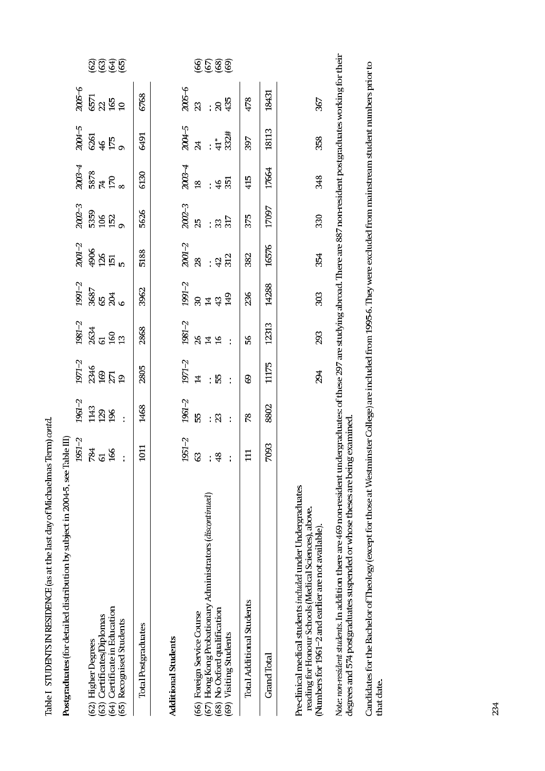Table I STUDENTS IN RESIDENCE (as at the last day of Michaelmas Term) *contd.*

**Postgraduates** (for detailed distribution by subject in 2004-5, see Table III)

| | 1951–2 | 1961–2 | 1971–2 | 1981–2 | 1991–2 | 2001–2 | 2002–3 | 2003–4 | 2004–5 | 2005–6 | |
|---|---|---|---|---|---|---|---|---|---|---|---|
| (62) Higher Degrees | 784 | 1143 | 2346 | 2634 | 3687 | 4906 | 5359 | 5878 | 6261 | 6571 | (62) |
| (63) Certificates/Diplomas | 61 | 129 | 169 | 61 | 65 | 126 | 106 | 74 | 46 | 22 | (63) |
| (64) Certificate in Education | 166 | 196 | 271 | 160 | 204 | 151 | 152 | 170 | 175 | 165 | (64) |
| (65) Recognised Students | : | : | 19 | 13 | 6 | 5 | 9 | 8 | 9 | 10 | (65) |
| Total Postgraduates | 1011 | 1468 | 2805 | 2868 | 3962 | 5188 | 5626 | 6130 | 6491 | 6768 | |

**Additional Students**

| | 1951–2 | 1961–2 | 1971–2 | 1981–2 | 1991–2 | 2001–2 | 2002–3 | 2003–4 | 2004–5 | 2005–6 | |
|---|---|---|---|---|---|---|---|---|---|---|---|
| (66) Foreign Service Course | 63 | 55 | 14 | 26 | 30 | 28 | 25 | 18 | 24 | 23 | (66) |
| (67) Hong Kong Probationary Administrators (*discontinued*) | : | : | : | 14 | 14 | : | : | : | : | : | (67) |
| (68) No Oxford qualification | 48 | 23 | 55 | 16 | 43 | 42 | 33 | 46 | 41* | 20 | (68) |
| (69) Visiting Students | : | : | : | : | 149 | 312 | 317 | 351 | 332# | 435 | (69) |
| Total Additional Students | 111 | 78 | 69 | 56 | 236 | 382 | 375 | 415 | 397 | 478 | |
| Grand Total | 7093 | 8802 | 11175 | 12313 | 14288 | 16576 | 17097 | 17664 | 18113 | 18431 | |
| Pre-clinical medical students *included* under Undergraduates reading for Honour Schools (Medical Sciences), above. (Numbers for 1961–2 and earlier are not available). | | | 294 | 293 | 303 | 354 | 330 | 348 | 358 | 367 | |

*Note: non-resident students.* In addition there are 469 non-resident undergraduates: of these 297 are studying abroad. There are 887 non-resident postgraduates working for their degrees and 574 postgraduates suspended or whose theses are being examined.

Candidates for the Bachelor of Theology (except for those at Westminster College) are included from 1995-6. They were excluded from mainstream student numbers prior to that date.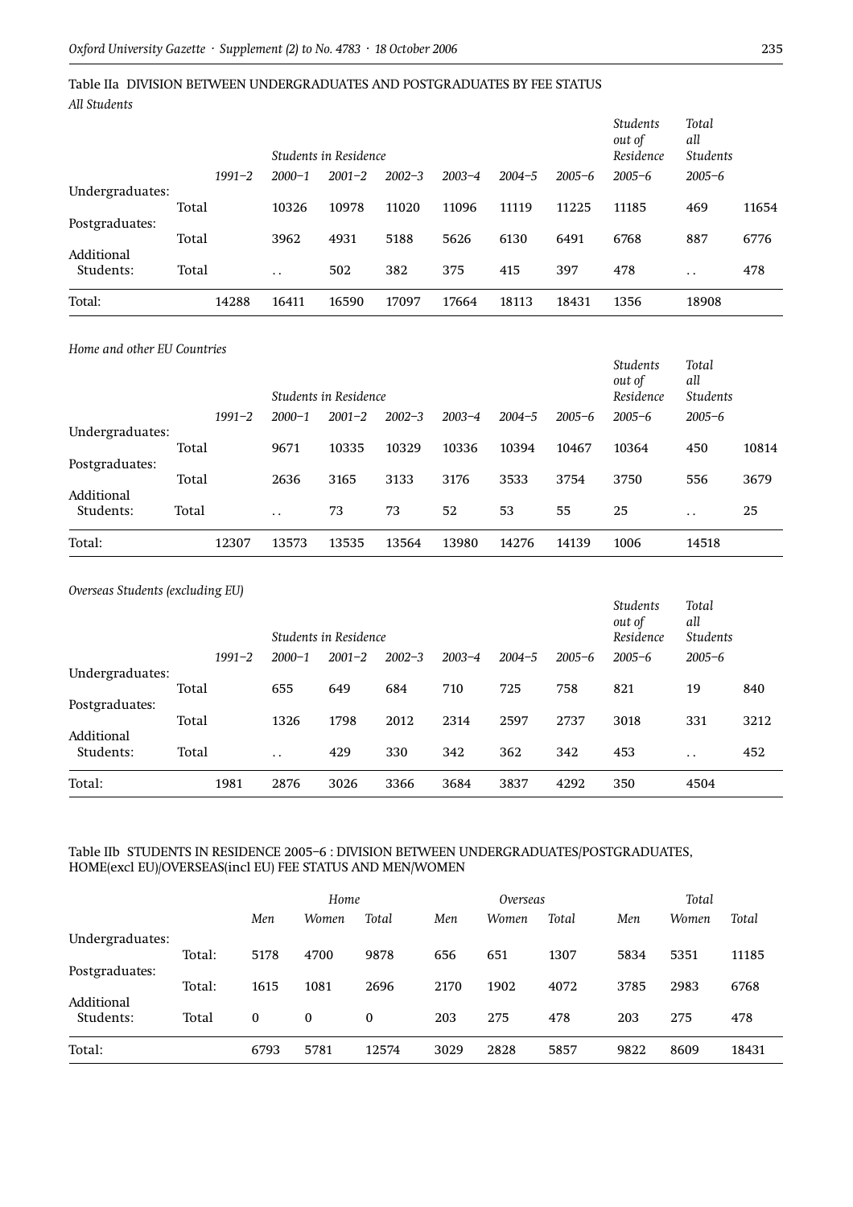## Table IIa DIVISION BETWEEN UNDERGRADUATES AND POSTGRADUATES BY FEE STATUS

*All Students*

| | | *Students in Residence* | | | | | | | *Students out of Residence* | *Total all Students* |
|---|---|---|---|---|---|---|---|---|---|---|
| | | *1991–2* | *2000–1* | *2001–2* | *2002–3* | *2003–4* | *2004–5* | *2005–6* | *2005–6* | *2005–6* |
| Undergraduates: | Total | 10326 | 10978 | 11020 | 11096 | 11119 | 11225 | 11185 | 469 | 11654 |
| Postgraduates: | Total | 3962 | 4931 | 5188 | 5626 | 6130 | 6491 | 6768 | 887 | 6776 |
| Additional Students: | Total | . . | 502 | 382 | 375 | 415 | 397 | 478 | . . | 478 |
| Total: | | 14288 | 16411 | 16590 | 17097 | 17664 | 18113 | 18431 | 1356 | 18908 |

*Home and other EU Countries*

| | | *Students in Residence* | | | | | | | *Students out of Residence* | *Total all Students* |
|---|---|---|---|---|---|---|---|---|---|---|
| | | *1991–2* | *2000–1* | *2001–2* | *2002–3* | *2003–4* | *2004–5* | *2005–6* | *2005–6* | *2005–6* |
| Undergraduates: | Total | 9671 | 10335 | 10329 | 10336 | 10394 | 10467 | 10364 | 450 | 10814 |
| Postgraduates: | Total | 2636 | 3165 | 3133 | 3176 | 3533 | 3754 | 3750 | 556 | 3679 |
| Additional Students: | Total | . . | 73 | 73 | 52 | 53 | 55 | 25 | . . | 25 |
| Total: | | 12307 | 13573 | 13535 | 13564 | 13980 | 14276 | 14139 | 1006 | 14518 |

*Overseas Students (excluding EU)*

| | | *Students in Residence* | | | | | | | *Students out of Residence* | *Total all Students* |
|---|---|---|---|---|---|---|---|---|---|---|
| | | *1991–2* | *2000–1* | *2001–2* | *2002–3* | *2003–4* | *2004–5* | *2005–6* | *2005–6* | *2005–6* |
| Undergraduates: | Total | 655 | 649 | 684 | 710 | 725 | 758 | 821 | 19 | 840 |
| Postgraduates: | Total | 1326 | 1798 | 2012 | 2314 | 2597 | 2737 | 3018 | 331 | 3212 |
| Additional Students: | Total | . . | 429 | 330 | 342 | 362 | 342 | 453 | . . | 452 |
| Total: | | 1981 | 2876 | 3026 | 3366 | 3684 | 3837 | 4292 | 350 | 4504 |

## Table IIb STUDENTS IN RESIDENCE 2005–6 : DIVISION BETWEEN UNDERGRADUATES/POSTGRADUATES, HOME(excl EU)/OVERSEAS(incl EU) FEE STATUS AND MEN/WOMEN

| | | *Home* | | | *Overseas* | | | *Total* | | |
|---|---|---|---|---|---|---|---|---|---|---|
| | | *Men* | *Women* | *Total* | *Men* | *Women* | *Total* | *Men* | *Women* | *Total* |
| Undergraduates: | Total: | 5178 | 4700 | 9878 | 656 | 651 | 1307 | 5834 | 5351 | 11185 |
| Postgraduates: | Total: | 1615 | 1081 | 2696 | 2170 | 1902 | 4072 | 3785 | 2983 | 6768 |
| Additional Students: | Total | 0 | 0 | 0 | 203 | 275 | 478 | 203 | 275 | 478 |
| Total: | | 6793 | 5781 | 12574 | 3029 | 2828 | 5857 | 9822 | 8609 | 18431 |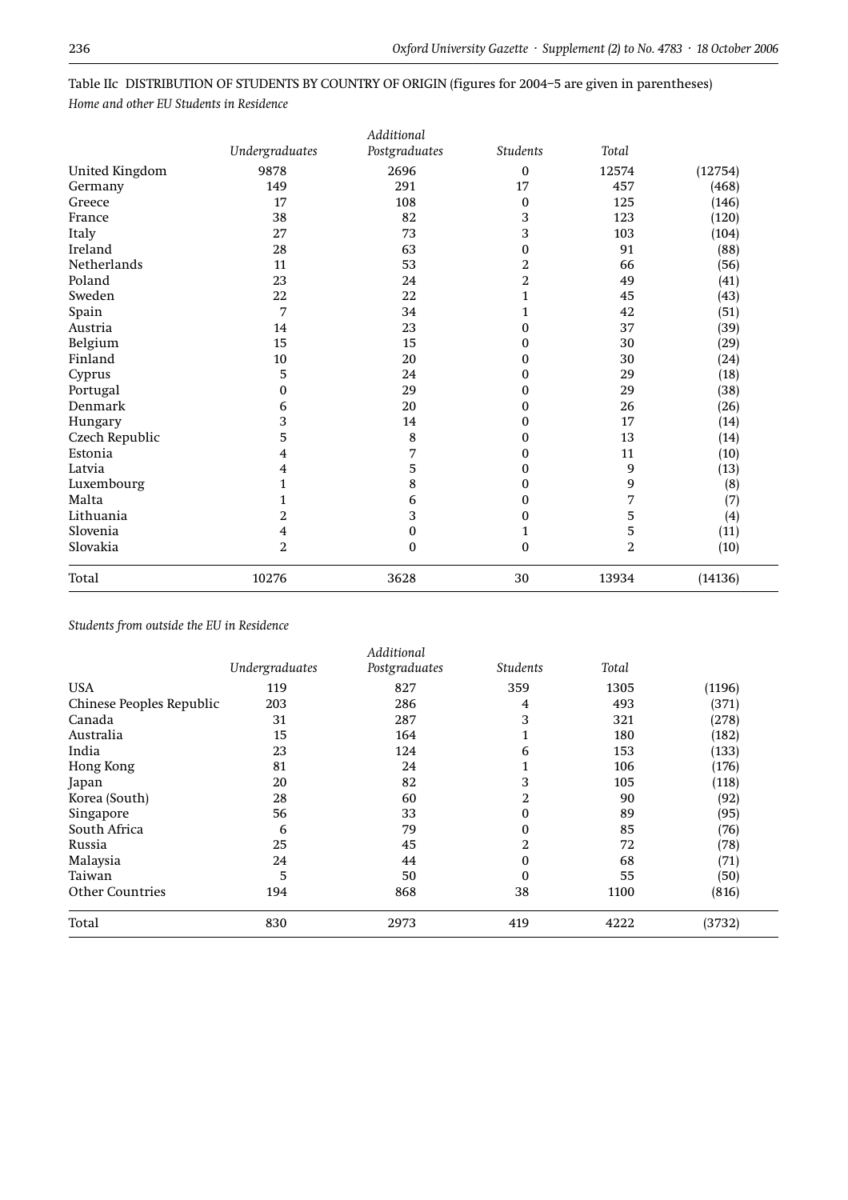Table IIc DISTRIBUTION OF STUDENTS BY COUNTRY OF ORIGIN (figures for 2004–5 are given in parentheses)

*Home and other EU Students in Residence*

| | *Undergraduates* | *Postgraduates* | *Additional Students* | *Total* | |
|---|---|---|---|---|---|
| United Kingdom | 9878 | 2696 | 0 | 12574 | (12754) |
| Germany | 149 | 291 | 17 | 457 | (468) |
| Greece | 17 | 108 | 0 | 125 | (146) |
| France | 38 | 82 | 3 | 123 | (120) |
| Italy | 27 | 73 | 3 | 103 | (104) |
| Ireland | 28 | 63 | 0 | 91 | (88) |
| Netherlands | 11 | 53 | 2 | 66 | (56) |
| Poland | 23 | 24 | 2 | 49 | (41) |
| Sweden | 22 | 22 | 1 | 45 | (43) |
| Spain | 7 | 34 | 1 | 42 | (51) |
| Austria | 14 | 23 | 0 | 37 | (39) |
| Belgium | 15 | 15 | 0 | 30 | (29) |
| Finland | 10 | 20 | 0 | 30 | (24) |
| Cyprus | 5 | 24 | 0 | 29 | (18) |
| Portugal | 0 | 29 | 0 | 29 | (38) |
| Denmark | 6 | 20 | 0 | 26 | (26) |
| Hungary | 3 | 14 | 0 | 17 | (14) |
| Czech Republic | 5 | 8 | 0 | 13 | (14) |
| Estonia | 4 | 7 | 0 | 11 | (10) |
| Latvia | 4 | 5 | 0 | 9 | (13) |
| Luxembourg | 1 | 8 | 0 | 9 | (8) |
| Malta | 1 | 6 | 0 | 7 | (7) |
| Lithuania | 2 | 3 | 0 | 5 | (4) |
| Slovenia | 4 | 0 | 1 | 5 | (11) |
| Slovakia | 2 | 0 | 0 | 2 | (10) |
| Total | 10276 | 3628 | 30 | 13934 | (14136) |

*Students from outside the EU in Residence*

| | *Undergraduates* | *Postgraduates* | *Additional Students* | *Total* | |
|---|---|---|---|---|---|
| USA | 119 | 827 | 359 | 1305 | (1196) |
| Chinese Peoples Republic | 203 | 286 | 4 | 493 | (371) |
| Canada | 31 | 287 | 3 | 321 | (278) |
| Australia | 15 | 164 | 1 | 180 | (182) |
| India | 23 | 124 | 6 | 153 | (133) |
| Hong Kong | 81 | 24 | 1 | 106 | (176) |
| Japan | 20 | 82 | 3 | 105 | (118) |
| Korea (South) | 28 | 60 | 2 | 90 | (92) |
| Singapore | 56 | 33 | 0 | 89 | (95) |
| South Africa | 6 | 79 | 0 | 85 | (76) |
| Russia | 25 | 45 | 2 | 72 | (78) |
| Malaysia | 24 | 44 | 0 | 68 | (71) |
| Taiwan | 5 | 50 | 0 | 55 | (50) |
| Other Countries | 194 | 868 | 38 | 1100 | (816) |
| Total | 830 | 2973 | 419 | 4222 | (3732) |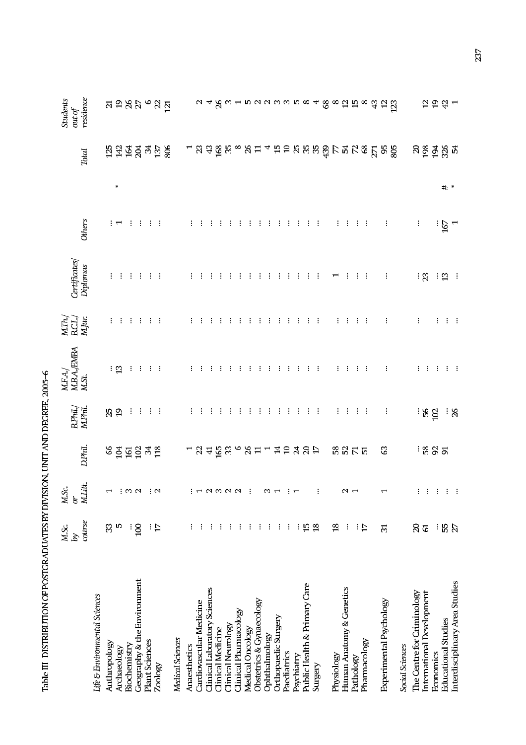Table III DISTRIBUTION OF POSTGRADUATES BY DIVISION, UNIT AND DEGREE, 2005–6

| | M.Sc. by course | M.Sc. or M.Litt. | D.Phil. | B.Phil./ M.Phil. | M.F.A./ M.B.A./EMBA M.St. | M.Th./ B.C.L./ M.Jur. | Certificates/ Diplomas | Others | Total | Students out of residence |
|---|---|---|---|---|---|---|---|---|---|---|
| *Life & Environmental Sciences* | | | | | | | | | | |
| Anthropology | 33 | 1 | 66 | 25 | ... | ... | ... | ... | 125 | 21 |
| Archaeology | 5 | ... | 104 | 19 | 13 | ... | ... | 1 * | 142 | 19 |
| Biochemistry | ... | 3 | 161 | ... | ... | ... | ... | ... | 164 | 26 |
| Geography & the Environment | 100 | 2 | 102 | ... | ... | ... | ... | ... | 204 | 27 |
| Plant Sciences | ... | ... | 34 | ... | ... | ... | ... | ... | 34 | 6 |
| Zoology | 17 | 2 | 118 | ... | ... | ... | ... | ... | 137 | 22 |
| | | | | | | | | | 806 | 121 |
| *Medical Sciences* | | | | | | | | | | |
| Anaesthetics | ... | ... | 1 | ... | ... | ... | ... | ... | 1 | |
| Cardiovascular Medicine | ... | 1 | 22 | ... | ... | ... | ... | ... | 23 | 2 |
| Clinical Laboratory Sciences | ... | 2 | 41 | ... | ... | ... | ... | ... | 43 | 4 |
| Clinical Medicine | ... | 3 | 165 | ... | ... | ... | ... | ... | 168 | 26 |
| Clinical Neurology | ... | 2 | 33 | ... | ... | ... | ... | ... | 35 | 3 |
| Clinical Pharmacology | ... | 2 | 6 | ... | ... | ... | ... | ... | 8 | 1 |
| Medical Oncology | ... | ... | 26 | ... | ... | ... | ... | ... | 26 | 5 |
| Obstetrics & Gynaecology | ... | | 11 | ... | ... | ... | ... | ... | 11 | 2 |
| Ophthalmology | ... | 3 | 1 | ... | ... | ... | ... | ... | 4 | 2 |
| Orthopaedic Surgery | ... | 1 | 14 | ... | ... | ... | ... | ... | 15 | 3 |
| Paediatrics | ... | ... | 10 | ... | ... | ... | ... | ... | 10 | 3 |
| Psychiatry | ... | 1 | 24 | ... | ... | ... | ... | ... | 25 | 5 |
| Public Health & Primary Care | 15 | | 20 | ... | ... | ... | ... | ... | 35 | 8 |
| Surgery | 18 | ... | 17 | ... | ... | ... | ... | ... | 35 | 4 |
| | | | | | | | | | 439 | 68 |
| Physiology | 18 | | 58 | ... | ... | ... | 1 | ... | 77 | 8 |
| Human Anatomy & Genetics | ... | 2 | 52 | ... | ... | ... | ... | ... | 54 | 12 |
| Pathology | ... | 1 | 71 | ... | ... | ... | ... | ... | 72 | 15 |
| Pharmacology | 17 | | 51 | ... | ... | ... | ... | ... | 68 | 8 |
| | | | | | | | | | 271 | 43 |
| Experimental Psychology | 31 | 1 | 63 | ... | ... | ... | ... | ... | 95 | 12 |
| | | | | | | | | | 805 | 123 |
| *Social Sciences* | | | | | | | | | | |
| The Centre for Criminology | 20 | ... | ... | ... | ... | ... | ... | ... | 20 | |
| International Development | 61 | ... | 58 | 56 | ... | ... | 23 | | 198 | 12 |
| Economics | ... | ... | 92 | 102 | ... | ... | ... | ... | 194 | 19 |
| Educational Studies | 55 | ... | 91 | ... | ... | ... | 13 | 167 # | 326 | 42 |
| Interdisciplinary Area Studies | 27 | ... | | 26 | ... | ... | ... | 1 * | 54 | 1 |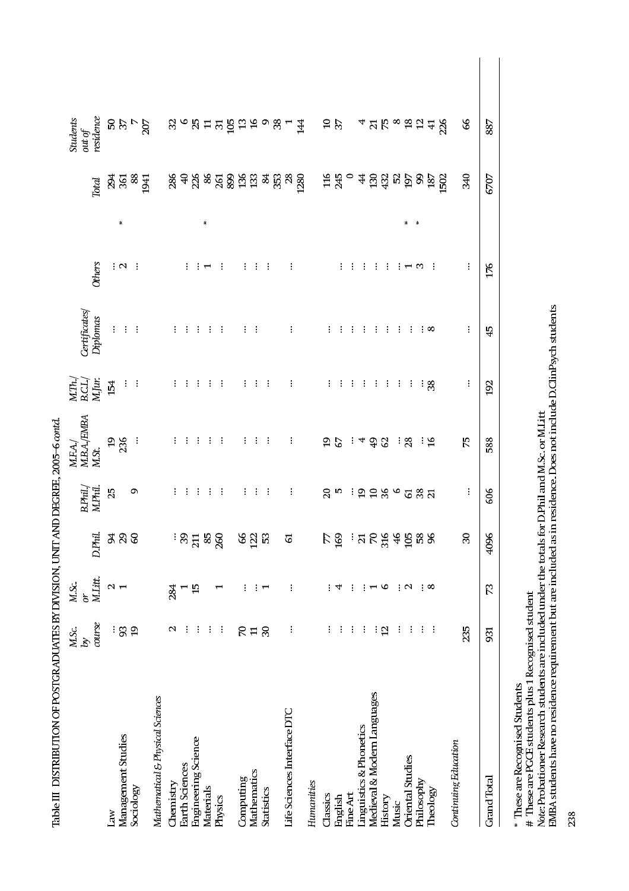Table III DISTRIBUTION OF POSTGRADUATES BY DIVISION, UNIT AND DEGREE, 2005–6 *contd.*

| | *M.Sc. by course* | *M.Sc. or M.Litt.* | *D.Phil.* | *B.Phil./ M.Phil.* | *M.F.A./ M.B.A./EMBA M.St.* | *M.Th./ B.C.L./ M.Jur.* | *Certificates/ Diplomas* | *Others* | *Total* | *Students out of residence* |
|---|---|---|---|---|---|---|---|---|---|---|
| Law | ... | 2 | 94 | 25 | 19 | 154 | ... | ... | 294 | 50 |
| Management Studies | 93 | 1 | 29 | | 236 | ... | ... | 2 * | 361 | 37 |
| Sociology | 19 | | 60 | 9 | ... | ... | ... | ... | 88 | 7 |
| | | | | | | | | | 1941 | 207 |
| *Mathematical & Physical Sciences* | | | | | | | | | | |
| Chemistry | 2 | 284 | ... | ... | ... | ... | ... | | 286 | 32 |
| Earth Sciences | ... | 1 | 39 | ... | ... | ... | ... | ... | 40 | 6 |
| Engineering Science | ... | 15 | 211 | ... | ... | ... | ... | ... | 226 | 25 |
| Materials | ... | | 85 | ... | ... | ... | ... | 1 * | 86 | 11 |
| Physics | ... | 1 | 260 | ... | ... | ... | ... | ... | 261 | 31 |
| | | | | | | | | | 899 | 105 |
| Computing | 70 | ... | 66 | ... | ... | ... | ... | ... | 136 | 13 |
| Mathematics | 11 | ... | 122 | ... | ... | ... | ... | ... | 133 | 16 |
| Statistics | 30 | 1 | 53 | ... | ... | ... | | ... | 84 | 9 |
| | | | | | | | | | 353 | 38 |
| Life Sciences Interface DTC | ... | ... | 61 | ... | ... | ... | ... | ... | 28 | 1 |
| | | | | | | | | | 1280 | 144 |
| *Humanities* | | | | | | | | | | |
| Classics | ... | ... | 77 | 20 | 19 | ... | ... | | 116 | 10 |
| English | ... | 4 | 169 | 5 | 67 | ... | ... | ... | 245 | 37 |
| Fine Art | ... | ... | ... | ... | ... | ... | ... | ... | 0 | |
| Linguistics & Phonetics | ... | ... | 21 | 19 | 4 | ... | ... | ... | 44 | 4 |
| Medieval & Modern Languages | ... | 1 | 70 | 10 | 49 | ... | ... | ... | 130 | 21 |
| History | 12 | 6 | 316 | 36 | 62 | ... | ... | ... | 432 | 75 |
| Music | ... | ... | 46 | 6 | ... | ... | ... | ... | 52 | 8 |
| Oriental Studies | ... | 2 | 105 | 61 | 28 | ... | ... | 1 * | 197 | 18 |
| Philosophy | ... | ... | 58 | 38 | ... | ... | ... | 3 * | 99 | 12 |
| Theology | ... | 8 | 96 | 21 | 16 | 38 | 8 | ... | 187 | 41 |
| | | | | | | | | | 1502 | 226 |
| *Continuing Education* | 235 | | 30 | ... | 75 | ... | ... | ... | 340 | 66 |
| Grand Total | 931 | 73 | 4096 | 606 | 588 | 192 | 45 | 176 | 6707 | 887 |

\* These are Recognised Students

\# These are PGCE students plus 1 Recognised student

*Note*: Probationer Research students are included under the totals for D.Phil and M.Sc. or M.Litt

EMBA students have no residence requirement but are included as in residence. Does not include D.ClinPsych students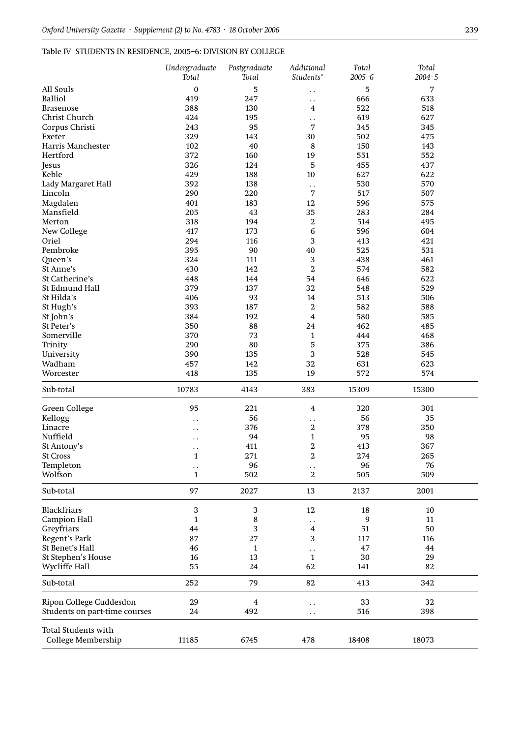Table IV STUDENTS IN RESIDENCE, 2005–6: DIVISION BY COLLEGE

| | *Undergraduate Total* | *Postgraduate Total* | *Additional Students** | *Total 2005–6* | *Total 2004–5* |
|---|---|---|---|---|---|
| All Souls | 0 | 5 | . . | 5 | 7 |
| Balliol | 419 | 247 | . . | 666 | 633 |
| Brasenose | 388 | 130 | 4 | 522 | 518 |
| Christ Church | 424 | 195 | . . | 619 | 627 |
| Corpus Christi | 243 | 95 | 7 | 345 | 345 |
| Exeter | 329 | 143 | 30 | 502 | 475 |
| Harris Manchester | 102 | 40 | 8 | 150 | 143 |
| Hertford | 372 | 160 | 19 | 551 | 552 |
| Jesus | 326 | 124 | 5 | 455 | 437 |
| Keble | 429 | 188 | 10 | 627 | 622 |
| Lady Margaret Hall | 392 | 138 | . . | 530 | 570 |
| Lincoln | 290 | 220 | 7 | 517 | 507 |
| Magdalen | 401 | 183 | 12 | 596 | 575 |
| Mansfield | 205 | 43 | 35 | 283 | 284 |
| Merton | 318 | 194 | 2 | 514 | 495 |
| New College | 417 | 173 | 6 | 596 | 604 |
| Oriel | 294 | 116 | 3 | 413 | 421 |
| Pembroke | 395 | 90 | 40 | 525 | 531 |
| Queen's | 324 | 111 | 3 | 438 | 461 |
| St Anne's | 430 | 142 | 2 | 574 | 582 |
| St Catherine's | 448 | 144 | 54 | 646 | 622 |
| St Edmund Hall | 379 | 137 | 32 | 548 | 529 |
| St Hilda's | 406 | 93 | 14 | 513 | 506 |
| St Hugh's | 393 | 187 | 2 | 582 | 588 |
| St John's | 384 | 192 | 4 | 580 | 585 |
| St Peter's | 350 | 88 | 24 | 462 | 485 |
| Somerville | 370 | 73 | 1 | 444 | 468 |
| Trinity | 290 | 80 | 5 | 375 | 386 |
| University | 390 | 135 | 3 | 528 | 545 |
| Wadham | 457 | 142 | 32 | 631 | 623 |
| Worcester | 418 | 135 | 19 | 572 | 574 |
| Sub-total | 10783 | 4143 | 383 | 15309 | 15300 |
| Green College | 95 | 221 | 4 | 320 | 301 |
| Kellogg | . . | 56 | . . | 56 | 35 |
| Linacre | . . | 376 | 2 | 378 | 350 |
| Nuffield | . . | 94 | 1 | 95 | 98 |
| St Antony's | . . | 411 | 2 | 413 | 367 |
| St Cross | 1 | 271 | 2 | 274 | 265 |
| Templeton | . . | 96 | . . | 96 | 76 |
| Wolfson | 1 | 502 | 2 | 505 | 509 |
| Sub-total | 97 | 2027 | 13 | 2137 | 2001 |
| Blackfriars | 3 | 3 | 12 | 18 | 10 |
| Campion Hall | 1 | 8 | . . | 9 | 11 |
| Greyfriars | 44 | 3 | 4 | 51 | 50 |
| Regent's Park | 87 | 27 | 3 | 117 | 116 |
| St Benet's Hall | 46 | 1 | . . | 47 | 44 |
| St Stephen's House | 16 | 13 | 1 | 30 | 29 |
| Wycliffe Hall | 55 | 24 | 62 | 141 | 82 |
| Sub-total | 252 | 79 | 82 | 413 | 342 |
| Ripon College Cuddesdon | 29 | 4 | . . | 33 | 32 |
| Students on part-time courses | 24 | 492 | . . | 516 | 398 |
| Total Students with College Membership | 11185 | 6745 | 478 | 18408 | 18073 |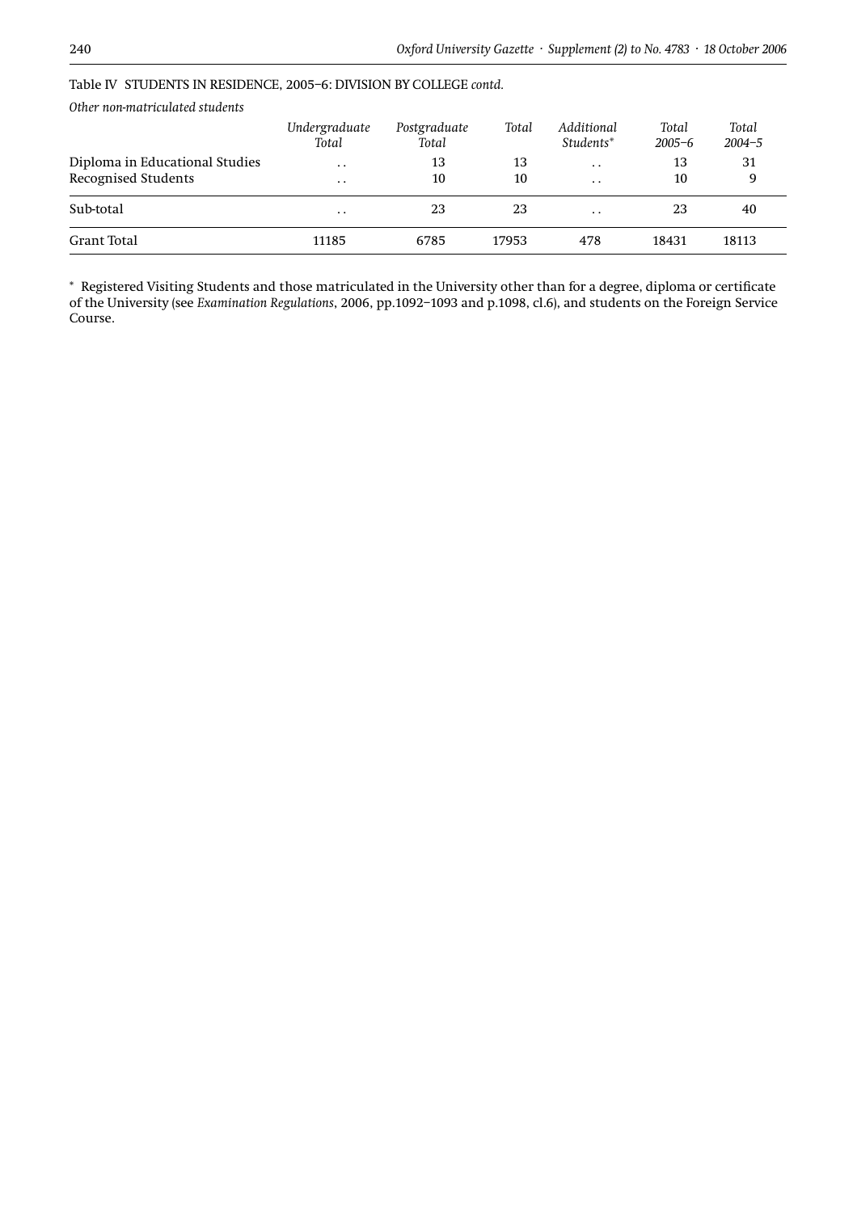Table IV STUDENTS IN RESIDENCE, 2005–6: DIVISION BY COLLEGE *contd.*

*Other non-matriculated students*

| | *Undergraduate Total* | *Postgraduate Total* | *Total* | *Additional Students\** | *Total 2005–6* | *Total 2004–5* |
|---|---|---|---|---|---|---|
| Diploma in Educational Studies | . . | 13 | 13 | . . | 13 | 31 |
| Recognised Students | . . | 10 | 10 | . . | 10 | 9 |
| Sub-total | . . | 23 | 23 | . . | 23 | 40 |
| Grant Total | 11185 | 6785 | 17953 | 478 | 18431 | 18113 |

\* Registered Visiting Students and those matriculated in the University other than for a degree, diploma or certificate of the University (see *Examination Regulations*, 2006, pp.1092–1093 and p.1098, cl.6), and students on the Foreign Service Course.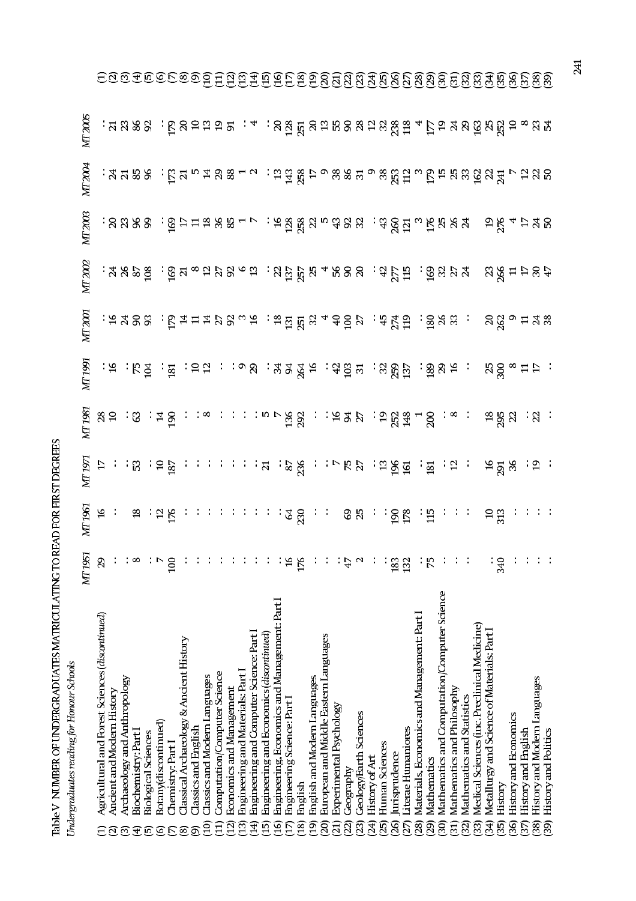Table V NUMBER OF UNDERGRADUATES MATRICULATING TO READ FOR FIRST DEGREES

*Undergraduates reading for Honour Schools*

| | | MT 1951 | MT 1961 | MT 1971 | MT 1981 | MT 1991 | MT 2001 | MT 2002 | MT 2003 | MT 2004 | MT 2005 | |
|---|---|---|---|---|---|---|---|---|---|---|---|---|
| (1) | Agricultural and Forest Sciences (*discontinued*) | 29 | 16 | 17 | 28 | : | : | : | : | : | : | (1) |
| (2) | Ancient and Modern History | : | : | : | 10 | 16 | 16 | 24 | 20 | 24 | 21 | (2) |
| (3) | Archaeology and Anthropology | : | : | : | : | : | 24 | 26 | 23 | 21 | 23 | (3) |
| (4) | Biochemistry: Part I | 8 | 18 | 53 | 63 | 75 | 90 | 87 | 96 | 85 | 86 | (4) |
| (5) | Biological Sciences | : | : | : | : | 104 | 93 | 108 | 99 | 96 | 92 | (5) |
| (6) | Botany (discontinued) | 7 | 12 | 10 | 14 | : | : | : | : | : | : | (6) |
| (7) | Chemistry: Part I | 100 | 176 | 187 | 190 | 181 | 179 | 169 | 169 | 173 | 179 | (7) |
| (8) | Classical Archaeology & Ancient History | : | : | : | : | : | 14 | 21 | 17 | 21 | 20 | (8) |
| (9) | Classics and English | : | : | : | : | 10 | 11 | 8 | 11 | 5 | 10 | (9) |
| (10) | Classics and Modern Languages | : | : | : | 8 | 12 | 14 | 12 | 18 | 14 | 13 | (10) |
| (11) | Computation/Computer Science | : | : | : | : | : | 27 | 27 | 36 | 29 | 19 | (11) |
| (12) | Economics and Management | : | : | : | : | : | 92 | 92 | 85 | 88 | 91 | (12) |
| (13) | Engineering and Materials: Part I | : | : | : | : | 9 | 3 | 6 | 1 | 1 | : | (13) |
| (14) | Engineering and Computer Science: Part I | : | : | : | : | 29 | 16 | 13 | 7 | 2 | 4 | (14) |
| (15) | Engineering and Economics (*discontinued*) | : | : | 21 | 5 | : | : | : | : | : | : | (15) |
| (16) | Engineering, Economics and Management: Part I | : | : | : | 7 | 34 | 18 | 22 | 16 | 13 | 20 | (16) |
| (17) | Engineering Science: Part I | 16 | 64 | 87 | 136 | 94 | 131 | 137 | 128 | 143 | 128 | (17) |
| (18) | English | 176 | 230 | 236 | 292 | 264 | 251 | 257 | 258 | 258 | 251 | (18) |
| (19) | English and Modern Languages | : | : | : | : | 16 | 32 | 25 | 22 | 17 | 20 | (19) |
| (20) | European and Middle Eastern Languages | : | : | : | : | : | 4 | 4 | 5 | 9 | 13 | (20) |
| (21) | Experimental Psychology | : | : | 7 | 16 | 42 | 40 | 56 | 43 | 38 | 55 | (21) |
| (22) | Geography | 47 | 69 | 75 | 94 | 103 | 100 | 90 | 92 | 86 | 90 | (22) |
| (23) | Geology/Earth Sciences | 2 | 25 | 27 | 27 | 31 | 27 | 20 | 32 | 31 | 28 | (23) |
| (24) | History of Art | : | : | : | : | : | : | : | : | 9 | 12 | (24) |
| (25) | Human Sciences | : | : | 13 | 19 | 32 | 45 | 42 | 43 | 38 | 32 | (25) |
| (26) | Jurisprudence | 183 | 190 | 196 | 252 | 259 | 274 | 277 | 260 | 253 | 238 | (26) |
| (27) | Literae Humaniores | 132 | 178 | 161 | 148 | 137 | 119 | 115 | 121 | 112 | 118 | (27) |
| (28) | Materials, Economics and Management: Part I | : | : | : | 1 | : | : | : | 3 | 3 | 4 | (28) |
| (29) | Mathematics | 75 | 115 | 181 | 200 | 189 | 180 | 169 | 176 | 179 | 177 | (29) |
| (30) | Mathematics and Computation/Computer Science | : | : | : | : | 29 | 26 | 32 | 25 | 15 | 19 | (30) |
| (31) | Mathematics and Philosophy | : | : | 12 | 8 | 16 | 33 | 27 | 26 | 25 | 24 | (31) |
| (32) | Mathematics and Statistics | : | : | : | : | : | : | 24 | 24 | 33 | 29 | (32) |
| (33) | Medical Sciences (inc. Preclinical Medicine) | | | | | | | | | 162 | 163 | (33) |
| (34) | Metallurgy and Science of Materials: Part I | : | 10 | 16 | 18 | 25 | 20 | 23 | 19 | 22 | 25 | (34) |
| (35) | History | 340 | 313 | 291 | 295 | 300 | 262 | 266 | 276 | 241 | 252 | (35) |
| (36) | History and Economics | : | : | 36 | 22 | 8 | 9 | 11 | 4 | 7 | 10 | (36) |
| (37) | History and English | : | : | : | : | 11 | 11 | 17 | 17 | 12 | 8 | (37) |
| (38) | History and Modern Languages | : | : | 19 | 22 | 17 | 24 | 30 | 24 | 22 | 23 | (38) |
| (39) | History and Politics | : | : | : | : | : | 38 | 47 | 50 | 50 | 54 | (39) |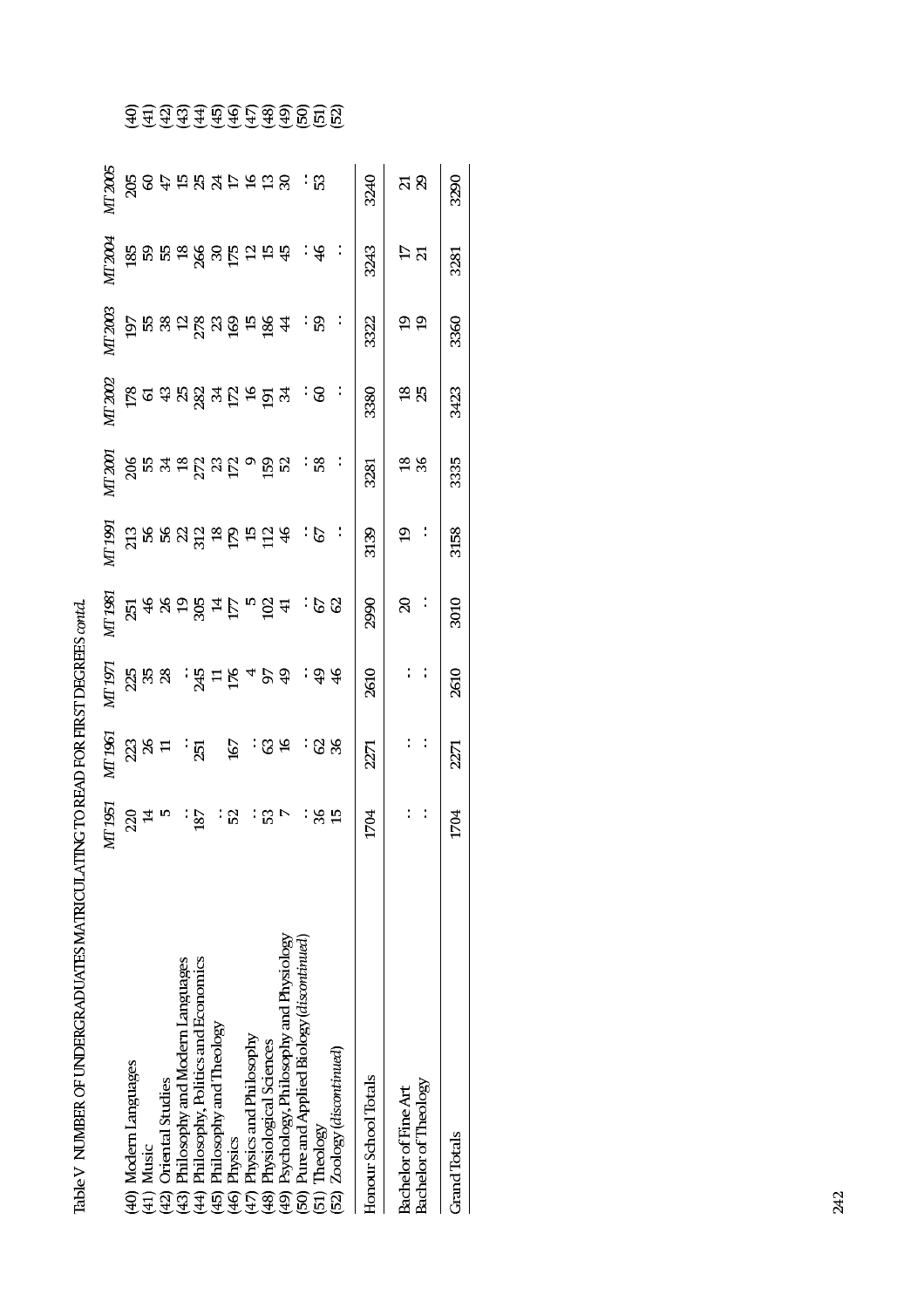Table V NUMBER OF UNDERGRADUATES MATRICULATING TO READ FOR FIRST DEGREES *contd.*

| | MT 1951 | MT 1961 | MT 1971 | MT 1981 | MT 1991 | MT 2001 | MT 2002 | MT 2003 | MT 2004 | MT 2005 | |
|---|---|---|---|---|---|---|---|---|---|---|---|
| (40) Modern Languages | 220 | 223 | 225 | 251 | 213 | 206 | 178 | 197 | 185 | 205 | (40) |
| (41) Music | 14 | 26 | 35 | 46 | 56 | 55 | 61 | 55 | 59 | 60 | (41) |
| (42) Oriental Studies | 5 | 11 | 28 | 26 | 56 | 34 | 43 | 38 | 55 | 47 | (42) |
| (43) Philosophy and Modern Languages | : | : | : | 19 | 22 | 18 | 25 | 12 | 18 | 15 | (43) |
| (44) Philosophy, Politics and Economics | 187 | 251 | 245 | 305 | 312 | 272 | 282 | 278 | 266 | 25 | (44) |
| (45) Philosophy and Theology | : | | 11 | 14 | 18 | 23 | 34 | 23 | 30 | 24 | (45) |
| (46) Physics | 52 | 167 | 176 | 177 | 179 | 172 | 172 | 169 | 175 | 17 | (46) |
| (47) Physics and Philosophy | : | : | 4 | 5 | 15 | 9 | 16 | 15 | 12 | 16 | (47) |
| (48) Physiological Sciences | 53 | 63 | 97 | 102 | 112 | 159 | 191 | 186 | 15 | 13 | (48) |
| (49) Psychology, Philosophy and Physiology | 7 | 16 | 49 | 41 | 46 | 52 | 34 | 44 | 45 | 30 | (49) |
| (50) Pure and Applied Biology (*discontinued*) | : | : | : | : | : | : | : | : | : | : | (50) |
| (51) Theology | 36 | 62 | 49 | 67 | 67 | 58 | 60 | 59 | 46 | 53 | (51) |
| (52) Zoology (*discontinued*) | 15 | 36 | 46 | 62 | : | : | : | : | : | | (52) |
| Honour School Totals | 1704 | 2271 | 2610 | 2990 | 3139 | 3281 | 3380 | 3322 | 3243 | 3240 | |
| Bachelor of Fine Art | : | : | : | 20 | 19 | 18 | 18 | 19 | 17 | 21 | |
| Bachelor of Theology | : | : | : | : | : | 36 | 25 | 19 | 21 | 29 | |
| Grand Totals | 1704 | 2271 | 2610 | 3010 | 3158 | 3335 | 3423 | 3360 | 3281 | 3290 | |